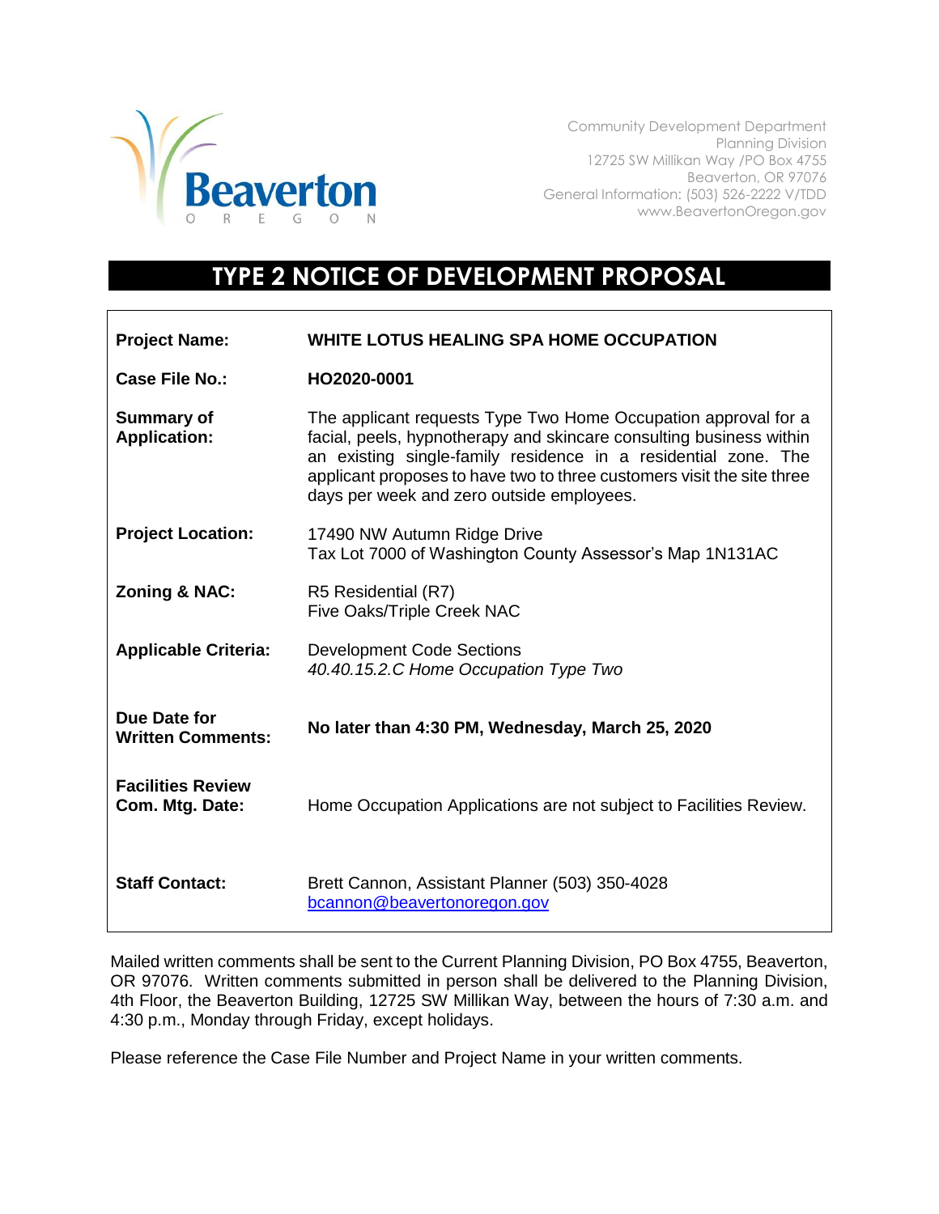Community Development Department
Planning Division
12725 SW Millikan Way /PO Box 4755
Beaverton, OR 97076
General Information: (503) 526-2222 V/TDD
www.BeavertonOregon.gov

# TYPE 2 NOTICE OF DEVELOPMENT PROPOSAL

| | |
|---|---|
| **Project Name:** | **WHITE LOTUS HEALING SPA HOME OCCUPATION** |
| **Case File No.:** | **HO2020-0001** |
| **Summary of Application:** | The applicant requests Type Two Home Occupation approval for a facial, peels, hypnotherapy and skincare consulting business within an existing single-family residence in a residential zone. The applicant proposes to have two to three customers visit the site three days per week and zero outside employees. |
| **Project Location:** | 17490 NW Autumn Ridge Drive<br>Tax Lot 7000 of Washington County Assessor's Map 1N131AC |
| **Zoning & NAC:** | R5 Residential (R7)<br>Five Oaks/Triple Creek NAC |
| **Applicable Criteria:** | Development Code Sections<br>*40.40.15.2.C Home Occupation Type Two* |
| **Due Date for Written Comments:** | **No later than 4:30 PM, Wednesday, March 25, 2020** |
| **Facilities Review Com. Mtg. Date:** | Home Occupation Applications are not subject to Facilities Review. |
| **Staff Contact:** | Brett Cannon, Assistant Planner (503) 350-4028<br>bcannon@beavertonoregon.gov |

Mailed written comments shall be sent to the Current Planning Division, PO Box 4755, Beaverton, OR 97076. Written comments submitted in person shall be delivered to the Planning Division, 4th Floor, the Beaverton Building, 12725 SW Millikan Way, between the hours of 7:30 a.m. and 4:30 p.m., Monday through Friday, except holidays.

Please reference the Case File Number and Project Name in your written comments.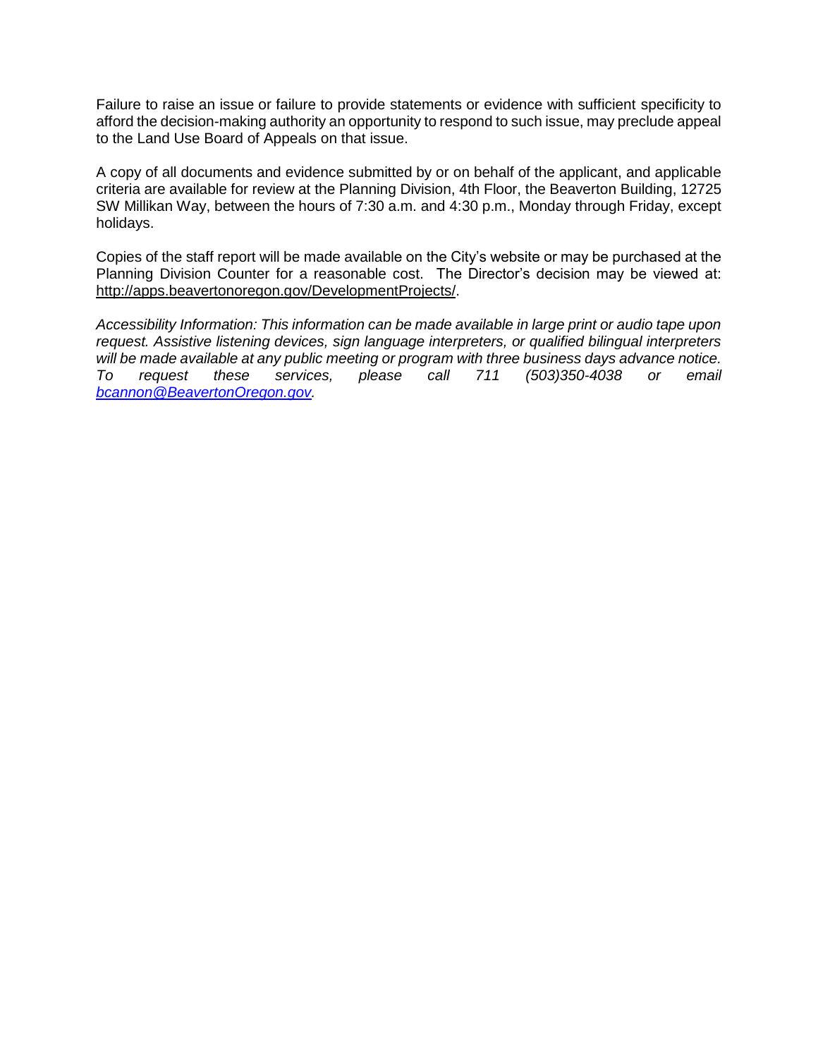Failure to raise an issue or failure to provide statements or evidence with sufficient specificity to afford the decision-making authority an opportunity to respond to such issue, may preclude appeal to the Land Use Board of Appeals on that issue.

A copy of all documents and evidence submitted by or on behalf of the applicant, and applicable criteria are available for review at the Planning Division, 4th Floor, the Beaverton Building, 12725 SW Millikan Way, between the hours of 7:30 a.m. and 4:30 p.m., Monday through Friday, except holidays.

Copies of the staff report will be made available on the City's website or may be purchased at the Planning Division Counter for a reasonable cost. The Director's decision may be viewed at: http://apps.beavertonoregon.gov/DevelopmentProjects/.

*Accessibility Information: This information can be made available in large print or audio tape upon request. Assistive listening devices, sign language interpreters, or qualified bilingual interpreters will be made available at any public meeting or program with three business days advance notice. To request these services, please call 711 (503)350-4038 or email bcannon@BeavertonOregon.gov.*